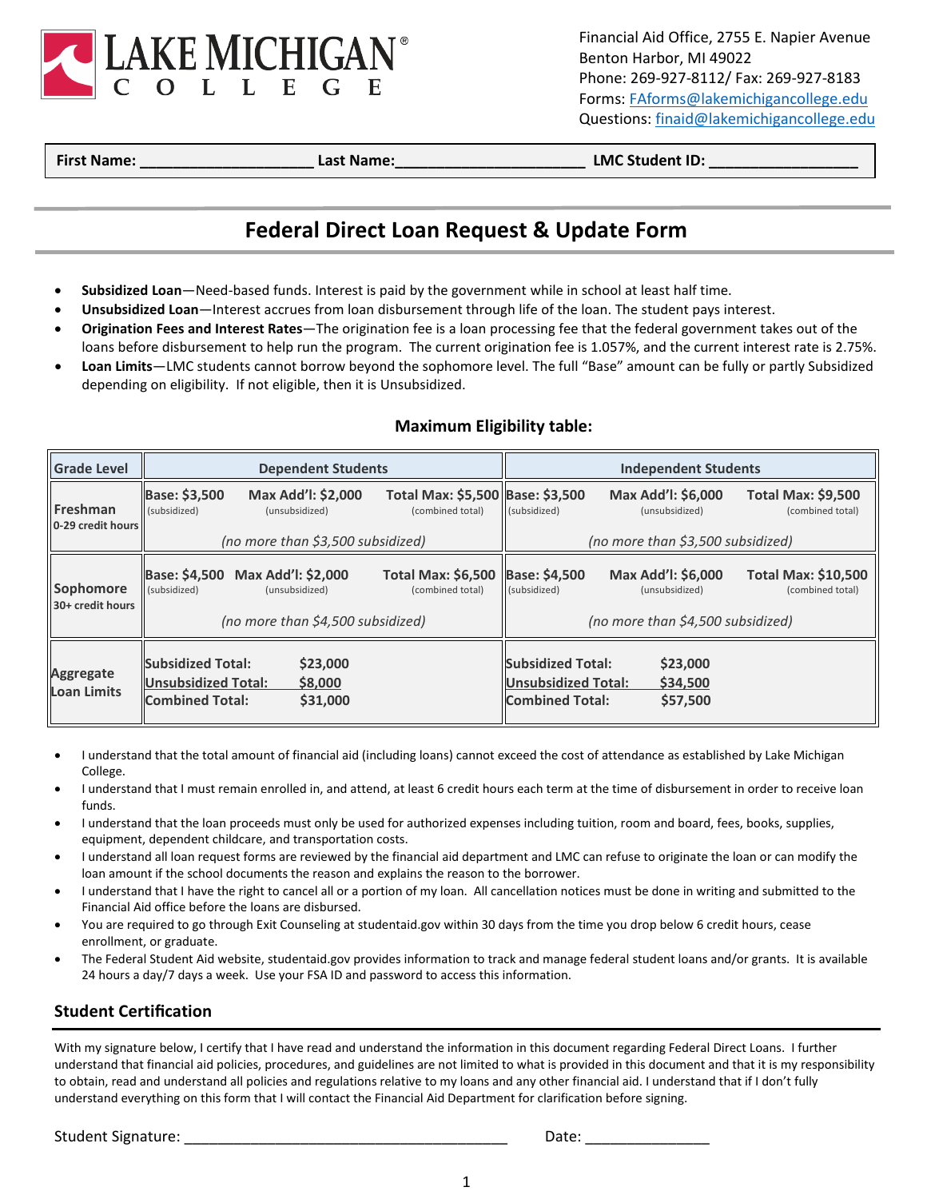LAKE MICHIGAN COLLEGE

Financial Aid Office, 2755 E. Napier Avenue
Benton Harbor, MI 49022
Phone: 269-927-8112/ Fax: 269-927-8183
Forms: FAforms@lakemichigancollege.edu
Questions: finaid@lakemichigancollege.edu

**First Name:** ____________________ **Last Name:**______________________ **LMC Student ID:** _________________

# Federal Direct Loan Request & Update Form

- **Subsidized Loan**—Need-based funds. Interest is paid by the government while in school at least half time.
- **Unsubsidized Loan**—Interest accrues from loan disbursement through life of the loan. The student pays interest.
- **Origination Fees and Interest Rates**—The origination fee is a loan processing fee that the federal government takes out of the loans before disbursement to help run the program. The current origination fee is 1.057%, and the current interest rate is 2.75%.
- **Loan Limits**—LMC students cannot borrow beyond the sophomore level. The full "Base" amount can be fully or partly Subsidized depending on eligibility. If not eligible, then it is Unsubsidized.

### Maximum Eligibility table:

| Grade Level | Dependent Students | | | Independent Students | | |
|---|---|---|---|---|---|---|
| **Freshman** 0-29 credit hours | **Base: $3,500** (subsidized) | **Max Add'l: $2,000** (unsubsidized) | **Total Max: $5,500** (combined total) | **Base: $3,500** (subsidized) | **Max Add'l: $6,000** (unsubsidized) | **Total Max: $9,500** (combined total) |
| | *(no more than $3,500 subsidized)* | | | *(no more than $3,500 subsidized)* | | |
| **Sophomore** 30+ credit hours | **Base: $4,500** (subsidized) | **Max Add'l: $2,000** (unsubsidized) | **Total Max: $6,500** (combined total) | **Base: $4,500** (subsidized) | **Max Add'l: $6,000** (unsubsidized) | **Total Max: $10,500** (combined total) |
| | *(no more than $4,500 subsidized)* | | | *(no more than $4,500 subsidized)* | | |
| **Aggregate Loan Limits** | Subsidized Total: $23,000<br>Unsubsidized Total: $8,000<br>Combined Total: $31,000 | | | Subsidized Total: $23,000<br>Unsubsidized Total: $34,500<br>Combined Total: $57,500 | | |

- I understand that the total amount of financial aid (including loans) cannot exceed the cost of attendance as established by Lake Michigan College.
- I understand that I must remain enrolled in, and attend, at least 6 credit hours each term at the time of disbursement in order to receive loan funds.
- I understand that the loan proceeds must only be used for authorized expenses including tuition, room and board, fees, books, supplies, equipment, dependent childcare, and transportation costs.
- I understand all loan request forms are reviewed by the financial aid department and LMC can refuse to originate the loan or can modify the loan amount if the school documents the reason and explains the reason to the borrower.
- I understand that I have the right to cancel all or a portion of my loan. All cancellation notices must be done in writing and submitted to the Financial Aid office before the loans are disbursed.
- You are required to go through Exit Counseling at studentaid.gov within 30 days from the time you drop below 6 credit hours, cease enrollment, or graduate.
- The Federal Student Aid website, studentaid.gov provides information to track and manage federal student loans and/or grants. It is available 24 hours a day/7 days a week. Use your FSA ID and password to access this information.

## Student Certification

With my signature below, I certify that I have read and understand the information in this document regarding Federal Direct Loans. I further understand that financial aid policies, procedures, and guidelines are not limited to what is provided in this document and that it is my responsibility to obtain, read and understand all policies and regulations relative to my loans and any other financial aid. I understand that if I don't fully understand everything on this form that I will contact the Financial Aid Department for clarification before signing.

Student Signature: ______________________________________ Date: ______________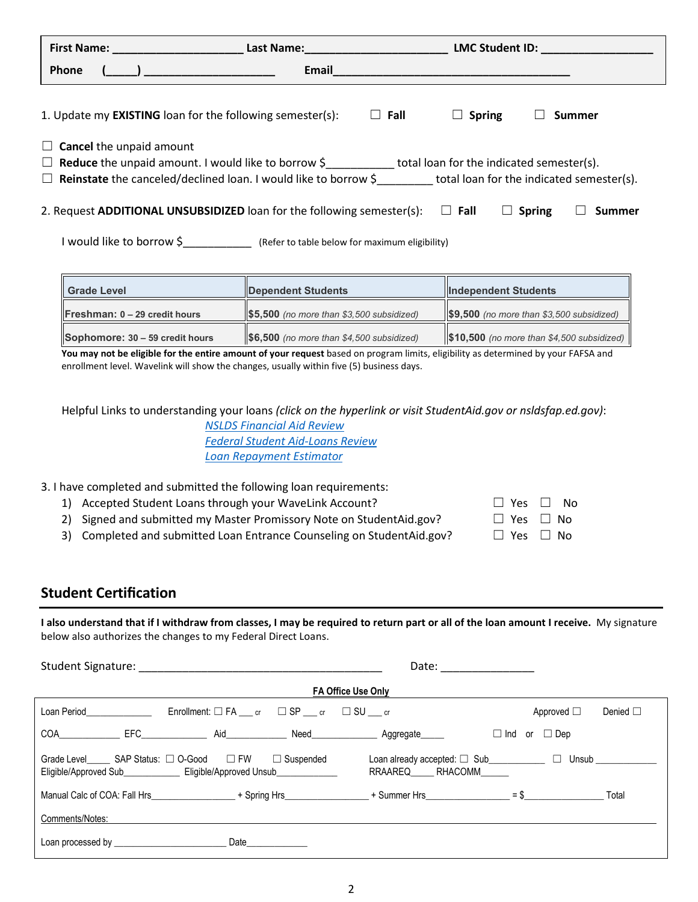**First Name:** ____________________ **Last Name:** _____________________ **LMC Student ID:** _________________

**Phone** (_____) ____________________ **Email** ____________________________________

1. Update my **EXISTING** loan for the following semester(s): ☐ **Fall** ☐ **Spring** ☐ **Summer**

☐ **Cancel** the unpaid amount
☐ **Reduce** the unpaid amount. I would like to borrow $___________ total loan for the indicated semester(s).
☐ **Reinstate** the canceled/declined loan. I would like to borrow $_________ total loan for the indicated semester(s).

2. Request **ADDITIONAL UNSUBSIDIZED** loan for the following semester(s): ☐ **Fall** ☐ **Spring** ☐ **Summer**

I would like to borrow $___________ (Refer to table below for maximum eligibility)

| Grade Level | Dependent Students | Independent Students |
|---|---|---|
| **Freshman: 0 – 29 credit hours** | **$5,500** *(no more than $3,500 subsidized)* | **$9,500** *(no more than $3,500 subsidized)* |
| **Sophomore: 30 – 59 credit hours** | **$6,500** *(no more than $4,500 subsidized)* | **$10,500** *(no more than $4,500 subsidized)* |

**You may not be eligible for the entire amount of your request** based on program limits, eligibility as determined by your FAFSA and enrollment level. Wavelink will show the changes, usually within five (5) business days.

Helpful Links to understanding your loans *(click on the hyperlink or visit StudentAid.gov or nsldsfap.ed.gov)*:

- NSLDS Financial Aid Review
- Federal Student Aid-Loans Review
- Loan Repayment Estimator

3. I have completed and submitted the following loan requirements:

1) Accepted Student Loans through your WaveLink Account? ☐ Yes ☐ No
2) Signed and submitted my Master Promissory Note on StudentAid.gov? ☐ Yes ☐ No
3) Completed and submitted Loan Entrance Counseling on StudentAid.gov? ☐ Yes ☐ No

## Student Certification

**I also understand that if I withdraw from classes, I may be required to return part or all of the loan amount I receive.** My signature below also authorizes the changes to my Federal Direct Loans.

Student Signature: _______________________________________ Date: _______________

**FA Office Use Only**

Loan Period_____________ Enrollment: ☐ FA ___ cr ☐ SP ___ cr ☐ SU ___ cr Approved ☐ Denied ☐

COA____________ EFC_____________ Aid____________ Need_____________ Aggregate_____ ☐ Ind or ☐ Dep

Grade Level_____ SAP Status: ☐ O-Good ☐ FW ☐ Suspended Loan already accepted: ☐ Sub___________ ☐ Unsub ____________
Eligible/Approved Sub__________ Eligible/Approved Unsub____________ RRAAREQ_____ RHACOMM______

Manual Calc of COA: Fall Hrs________________ + Spring Hrs________________ + Summer Hrs________________ = $________________ Total

Comments/Notes:

Loan processed by ______________________ Date____________